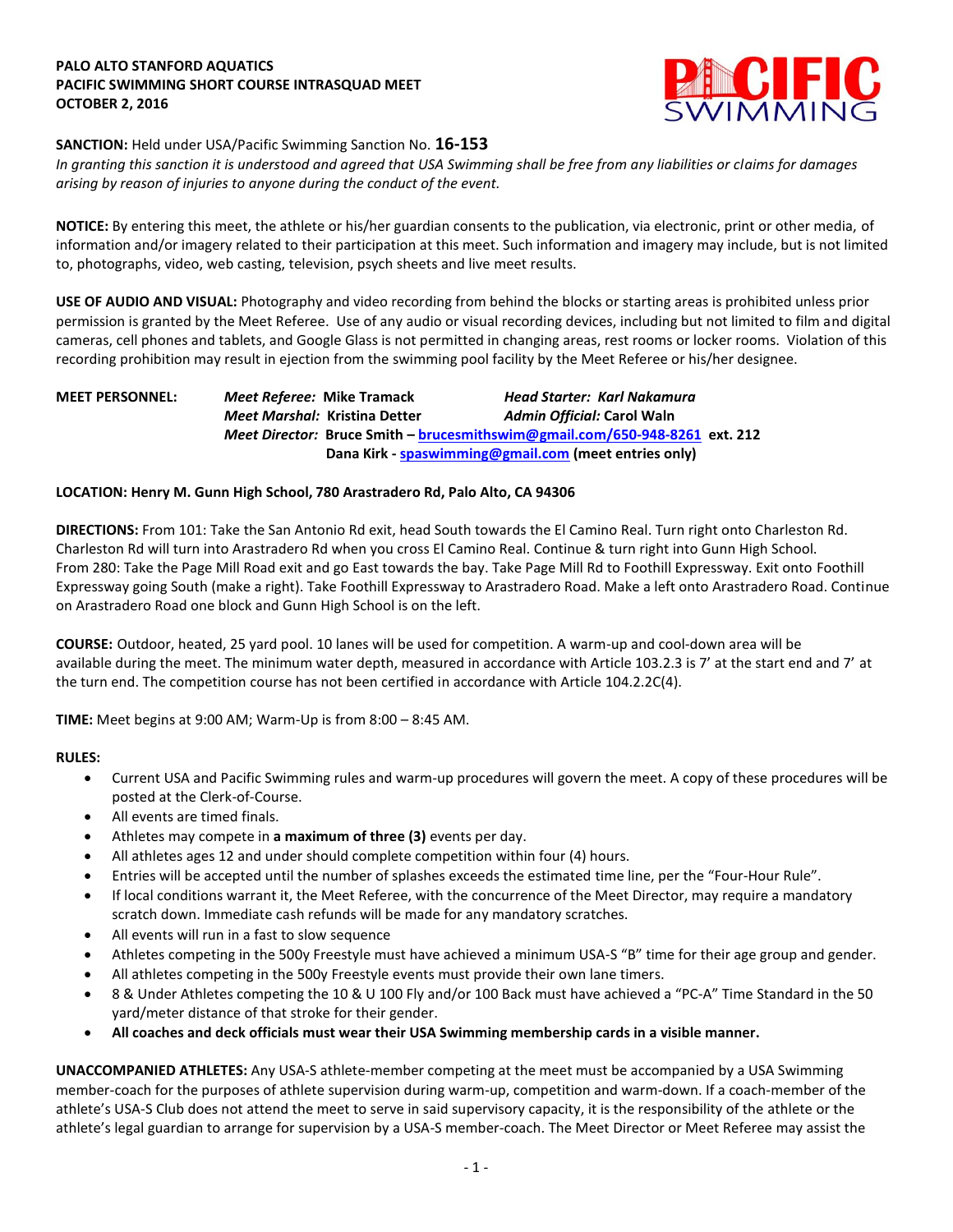**PALO ALTO STANFORD AQUATICS**
**PACIFIC SWIMMING SHORT COURSE INTRASQUAD MEET**
**OCTOBER 2, 2016**

**SANCTION:** Held under USA/Pacific Swimming Sanction No. **16-153**
*In granting this sanction it is understood and agreed that USA Swimming shall be free from any liabilities or claims for damages arising by reason of injuries to anyone during the conduct of the event.*

**NOTICE:** By entering this meet, the athlete or his/her guardian consents to the publication, via electronic, print or other media, of information and/or imagery related to their participation at this meet. Such information and imagery may include, but is not limited to, photographs, video, web casting, television, psych sheets and live meet results.

**USE OF AUDIO AND VISUAL:** Photography and video recording from behind the blocks or starting areas is prohibited unless prior permission is granted by the Meet Referee. Use of any audio or visual recording devices, including but not limited to film and digital cameras, cell phones and tablets, and Google Glass is not permitted in changing areas, rest rooms or locker rooms. Violation of this recording prohibition may result in ejection from the swimming pool facility by the Meet Referee or his/her designee.

**MEET PERSONNEL:**
*Meet Referee:* **Mike Tramack** — *Head Starter:* **Karl Nakamura**
*Meet Marshal:* **Kristina Detter** — *Admin Official:* **Carol Waln**
*Meet Director:* **Bruce Smith – brucesmithswim@gmail.com/650-948-8261 ext. 212**
**Dana Kirk - spaswimming@gmail.com (meet entries only)**

**LOCATION: Henry M. Gunn High School, 780 Arastradero Rd, Palo Alto, CA 94306**

**DIRECTIONS:** From 101: Take the San Antonio Rd exit, head South towards the El Camino Real. Turn right onto Charleston Rd. Charleston Rd will turn into Arastradero Rd when you cross El Camino Real. Continue & turn right into Gunn High School.
From 280: Take the Page Mill Road exit and go East towards the bay. Take Page Mill Rd to Foothill Expressway. Exit onto Foothill Expressway going South (make a right). Take Foothill Expressway to Arastradero Road. Make a left onto Arastradero Road. Continue on Arastradero Road one block and Gunn High School is on the left.

**COURSE:** Outdoor, heated, 25 yard pool. 10 lanes will be used for competition. A warm-up and cool-down area will be available during the meet. The minimum water depth, measured in accordance with Article 103.2.3 is 7' at the start end and 7' at the turn end. The competition course has not been certified in accordance with Article 104.2.2C(4).

**TIME:** Meet begins at 9:00 AM; Warm-Up is from 8:00 – 8:45 AM.

**RULES:**

- Current USA and Pacific Swimming rules and warm-up procedures will govern the meet. A copy of these procedures will be posted at the Clerk-of-Course.
- All events are timed finals.
- Athletes may compete in **a maximum of three (3)** events per day.
- All athletes ages 12 and under should complete competition within four (4) hours.
- Entries will be accepted until the number of splashes exceeds the estimated time line, per the "Four-Hour Rule".
- If local conditions warrant it, the Meet Referee, with the concurrence of the Meet Director, may require a mandatory scratch down. Immediate cash refunds will be made for any mandatory scratches.
- All events will run in a fast to slow sequence
- Athletes competing in the 500y Freestyle must have achieved a minimum USA-S "B" time for their age group and gender.
- All athletes competing in the 500y Freestyle events must provide their own lane timers.
- 8 & Under Athletes competing the 10 & U 100 Fly and/or 100 Back must have achieved a "PC-A" Time Standard in the 50 yard/meter distance of that stroke for their gender.
- **All coaches and deck officials must wear their USA Swimming membership cards in a visible manner.**

**UNACCOMPANIED ATHLETES:** Any USA-S athlete-member competing at the meet must be accompanied by a USA Swimming member-coach for the purposes of athlete supervision during warm-up, competition and warm-down. If a coach-member of the athlete's USA-S Club does not attend the meet to serve in said supervisory capacity, it is the responsibility of the athlete or the athlete's legal guardian to arrange for supervision by a USA-S member-coach. The Meet Director or Meet Referee may assist the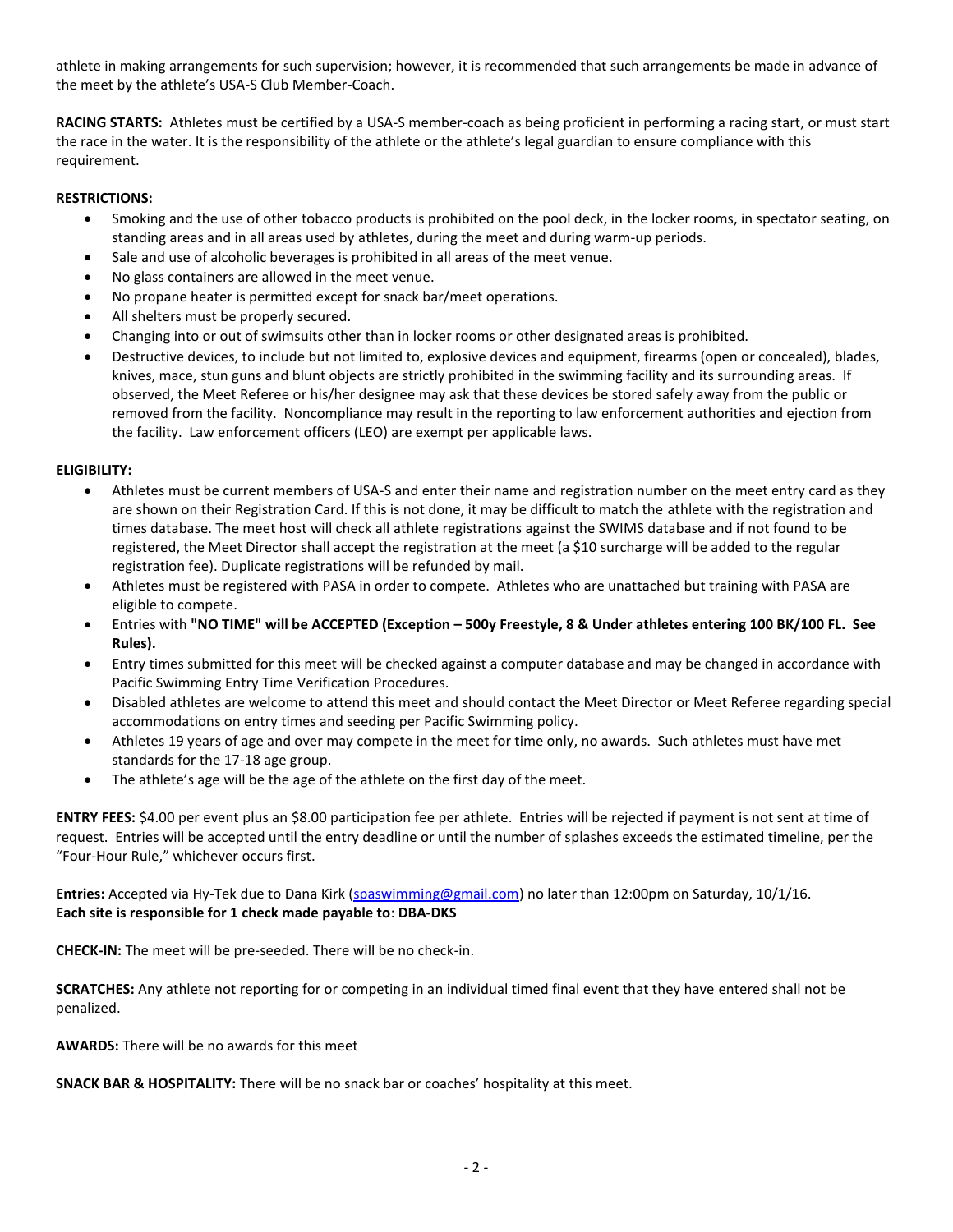athlete in making arrangements for such supervision; however, it is recommended that such arrangements be made in advance of the meet by the athlete's USA-S Club Member-Coach.

**RACING STARTS:** Athletes must be certified by a USA-S member-coach as being proficient in performing a racing start, or must start the race in the water. It is the responsibility of the athlete or the athlete's legal guardian to ensure compliance with this requirement.

**RESTRICTIONS:**

- Smoking and the use of other tobacco products is prohibited on the pool deck, in the locker rooms, in spectator seating, on standing areas and in all areas used by athletes, during the meet and during warm-up periods.
- Sale and use of alcoholic beverages is prohibited in all areas of the meet venue.
- No glass containers are allowed in the meet venue.
- No propane heater is permitted except for snack bar/meet operations.
- All shelters must be properly secured.
- Changing into or out of swimsuits other than in locker rooms or other designated areas is prohibited.
- Destructive devices, to include but not limited to, explosive devices and equipment, firearms (open or concealed), blades, knives, mace, stun guns and blunt objects are strictly prohibited in the swimming facility and its surrounding areas. If observed, the Meet Referee or his/her designee may ask that these devices be stored safely away from the public or removed from the facility. Noncompliance may result in the reporting to law enforcement authorities and ejection from the facility. Law enforcement officers (LEO) are exempt per applicable laws.

**ELIGIBILITY:**

- Athletes must be current members of USA-S and enter their name and registration number on the meet entry card as they are shown on their Registration Card. If this is not done, it may be difficult to match the athlete with the registration and times database. The meet host will check all athlete registrations against the SWIMS database and if not found to be registered, the Meet Director shall accept the registration at the meet (a $10 surcharge will be added to the regular registration fee). Duplicate registrations will be refunded by mail.
- Athletes must be registered with PASA in order to compete. Athletes who are unattached but training with PASA are eligible to compete.
- Entries with **"NO TIME" will be ACCEPTED (Exception – 500y Freestyle, 8 & Under athletes entering 100 BK/100 FL. See Rules).**
- Entry times submitted for this meet will be checked against a computer database and may be changed in accordance with Pacific Swimming Entry Time Verification Procedures.
- Disabled athletes are welcome to attend this meet and should contact the Meet Director or Meet Referee regarding special accommodations on entry times and seeding per Pacific Swimming policy.
- Athletes 19 years of age and over may compete in the meet for time only, no awards. Such athletes must have met standards for the 17-18 age group.
- The athlete's age will be the age of the athlete on the first day of the meet.

**ENTRY FEES:** $4.00 per event plus an $8.00 participation fee per athlete. Entries will be rejected if payment is not sent at time of request. Entries will be accepted until the entry deadline or until the number of splashes exceeds the estimated timeline, per the "Four-Hour Rule," whichever occurs first.

**Entries:** Accepted via Hy-Tek due to Dana Kirk (spaswimming@gmail.com) no later than 12:00pm on Saturday, 10/1/16.
**Each site is responsible for 1 check made payable to**: **DBA-DKS**

**CHECK-IN:** The meet will be pre-seeded. There will be no check-in.

**SCRATCHES:** Any athlete not reporting for or competing in an individual timed final event that they have entered shall not be penalized.

**AWARDS:** There will be no awards for this meet

**SNACK BAR & HOSPITALITY:** There will be no snack bar or coaches' hospitality at this meet.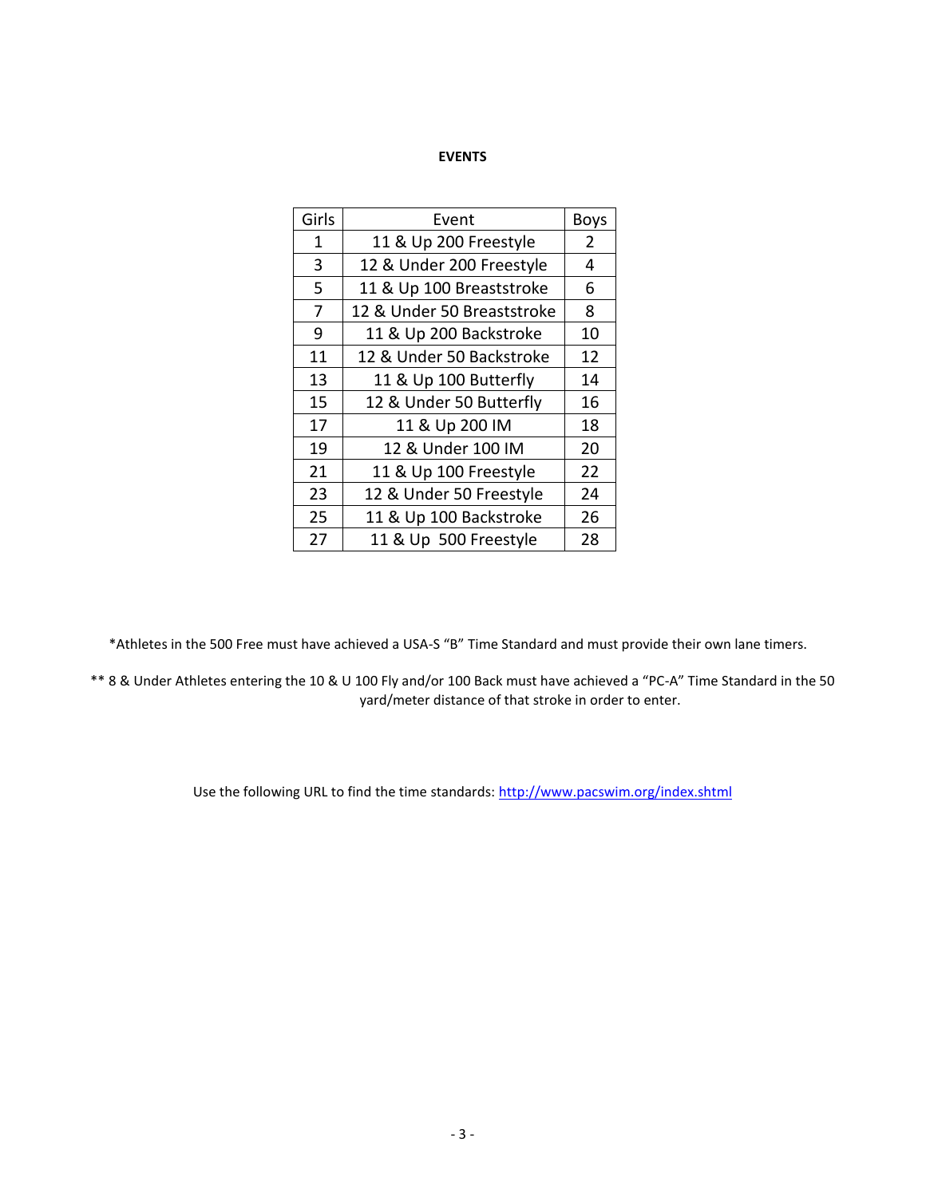**EVENTS**

| Girls | Event | Boys |
|---|---|---|
| 1 | 11 & Up 200 Freestyle | 2 |
| 3 | 12 & Under 200 Freestyle | 4 |
| 5 | 11 & Up 100 Breaststroke | 6 |
| 7 | 12 & Under 50 Breaststroke | 8 |
| 9 | 11 & Up 200 Backstroke | 10 |
| 11 | 12 & Under 50 Backstroke | 12 |
| 13 | 11 & Up 100 Butterfly | 14 |
| 15 | 12 & Under 50 Butterfly | 16 |
| 17 | 11 & Up 200 IM | 18 |
| 19 | 12 & Under 100 IM | 20 |
| 21 | 11 & Up 100 Freestyle | 22 |
| 23 | 12 & Under 50 Freestyle | 24 |
| 25 | 11 & Up 100 Backstroke | 26 |
| 27 | 11 & Up 500 Freestyle | 28 |

*Athletes in the 500 Free must have achieved a USA-S "B" Time Standard and must provide their own lane timers.

** 8 & Under Athletes entering the 10 & U 100 Fly and/or 100 Back must have achieved a "PC-A" Time Standard in the 50 yard/meter distance of that stroke in order to enter.

Use the following URL to find the time standards: http://www.pacswim.org/index.shtml